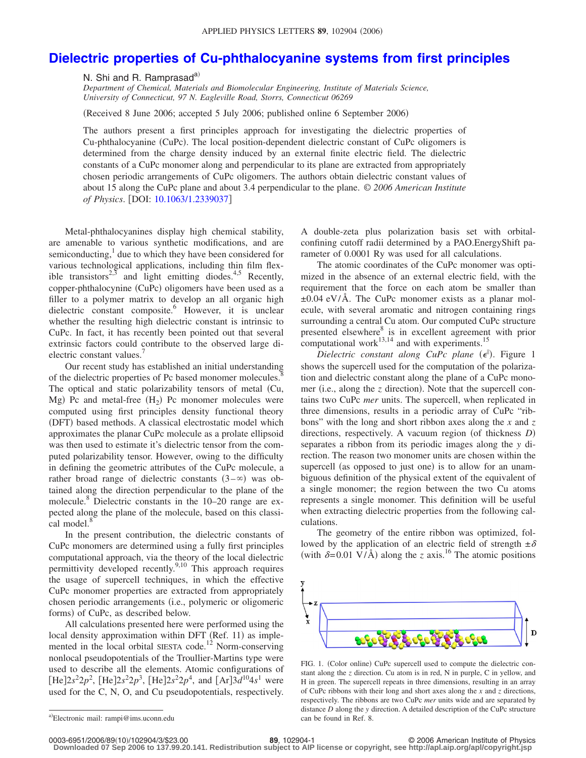# Dielectric properties of Cu-phthalocyanine systems from first principles

N. Shi and R. Ramprasad[a)]

*Department of Chemical, Materials and Biomolecular Engineering, Institute of Materials Science, University of Connecticut, 97 N. Eagleville Road, Storrs, Connecticut 06269*

(Received 8 June 2006; accepted 5 July 2006; published online 6 September 2006)

The authors present a first principles approach for investigating the dielectric properties of Cu-phthalocyanine (CuPc). The local position-dependent dielectric constant of CuPc oligomers is determined from the charge density induced by an external finite electric field. The dielectric constants of a CuPc monomer along and perpendicular to its plane are extracted from appropriately chosen periodic arrangements of CuPc oligomers. The authors obtain dielectric constant values of about 15 along the CuPc plane and about 3.4 perpendicular to the plane. © *2006 American Institute of Physics*. [DOI: 10.1063/1.2339037]

Metal-phthalocyanines display high chemical stability, are amenable to various synthetic modifications, and are semiconducting,[1] due to which they have been considered for various technological applications, including thin film flexible transistors[2,3] and light emitting diodes.[4,5] Recently, copper-phthalocynine (CuPc) oligomers have been used as a filler to a polymer matrix to develop an all organic high dielectric constant composite.[6] However, it is unclear whether the resulting high dielectric constant is intrinsic to CuPc. In fact, it has recently been pointed out that several extrinsic factors could contribute to the observed large dielectric constant values.[7]

Our recent study has established an initial understanding of the dielectric properties of Pc based monomer molecules.[8] The optical and static polarizability tensors of metal (Cu, Mg) Pc and metal-free ($H_2$) Pc monomer molecules were computed using first principles density functional theory (DFT) based methods. A classical electrostatic model which approximates the planar CuPc molecule as a prolate ellipsoid was then used to estimate it's dielectric tensor from the computed polarizability tensor. However, owing to the difficulty in defining the geometric attributes of the CuPc molecule, a rather broad range of dielectric constants ($3-\infty$) was obtained along the direction perpendicular to the plane of the molecule.[8] Dielectric constants in the 10–20 range are expected along the plane of the molecule, based on this classical model.[8]

In the present contribution, the dielectric constants of CuPc monomers are determined using a fully first principles computational approach, via the theory of the local dielectric permittivity developed recently.[9,10] This approach requires the usage of supercell techniques, in which the effective CuPc monomer properties are extracted from appropriately chosen periodic arrangements (i.e., polymeric or oligomeric forms) of CuPc, as described below.

All calculations presented here were performed using the local density approximation within DFT (Ref. 11) as implemented in the local orbital SIESTA code.[12] Norm-conserving nonlocal pseudopotentials of the Troullier-Martins type were used to describe all the elements. Atomic configurations of $[He]2s^22p^2$, $[He]2s^22p^3$, $[He]2s^22p^4$, and $[Ar]3d^{10}4s^1$ were used for the C, N, O, and Cu pseudopotentials, respectively. A double-zeta plus polarization basis set with orbital-confining cutoff radii determined by a PAO.EnergyShift parameter of 0.0001 Ry was used for all calculations.

The atomic coordinates of the CuPc monomer was optimized in the absence of an external electric field, with the requirement that the force on each atom be smaller than $\pm 0.04$ eV/Å. The CuPc monomer exists as a planar molecule, with several aromatic and nitrogen containing rings surrounding a central Cu atom. Our computed CuPc structure presented elsewhere[8] is in excellent agreement with prior computational work[13,14] and with experiments.[15]

*Dielectric constant along CuPc plane* ($\epsilon^{\parallel}$). Figure 1 shows the supercell used for the computation of the polarization and dielectric constant along the plane of a CuPc monomer (i.e., along the $z$ direction). Note that the supercell contains two CuPc *mer* units. The supercell, when replicated in three dimensions, results in a periodic array of CuPc "ribbons" with the long and short ribbon axes along the $x$ and $z$ directions, respectively. A vacuum region (of thickness $D$) separates a ribbon from its periodic images along the $y$ direction. The reason two monomer units are chosen within the supercell (as opposed to just one) is to allow for an unambiguous definition of the physical extent of the equivalent of a single monomer; the region between the two Cu atoms represents a single monomer. This definition will be useful when extracting dielectric properties from the following calculations.

The geometry of the entire ribbon was optimized, followed by the application of an electric field of strength $\pm\delta$ (with $\delta$=0.01 V/Å) along the $z$ axis.[16] The atomic positions

FIG. 1. (Color online) CuPc supercell used to compute the dielectric constant along the $z$ direction. Cu atom is in red, N in purple, C in yellow, and H in green. The supercell repeats in three dimensions, resulting in an array of CuPc ribbons with their long and short axes along the $x$ and $z$ directions, respectively. The ribbons are two CuPc *mer* units wide and are separated by distance $D$ along the $y$ direction. A detailed description of the CuPc structure can be found in Ref. 8.

[a)]Electronic mail: rampi@ims.uconn.edu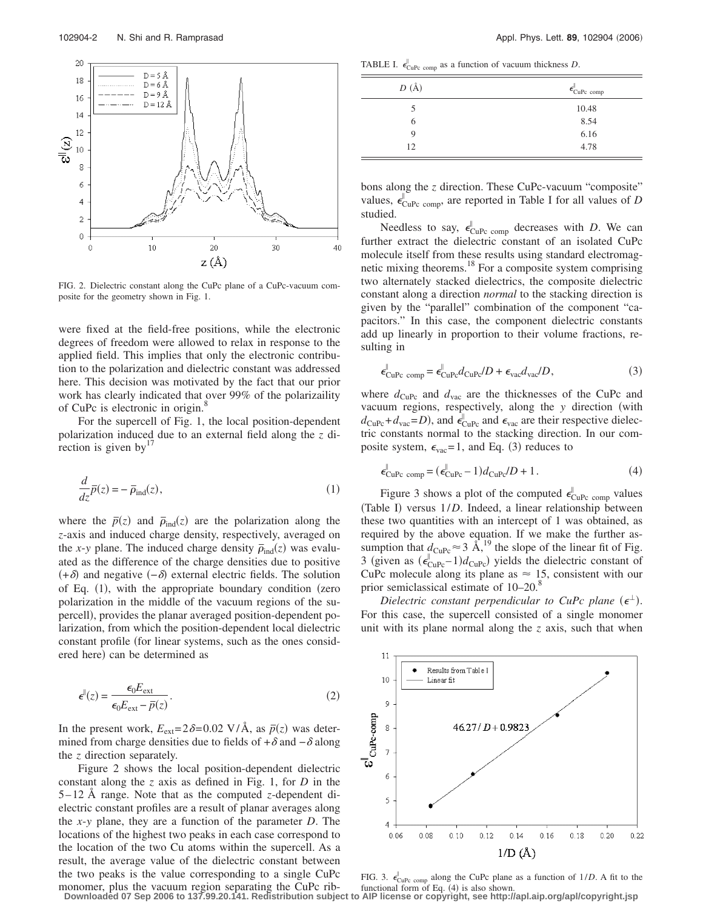FIG. 2. Dielectric constant along the CuPc plane of a CuPc-vacuum composite for the geometry shown in Fig. 1.

were fixed at the field-free positions, while the electronic degrees of freedom were allowed to relax in response to the applied field. This implies that only the electronic contribution to the polarization and dielectric constant was addressed here. This decision was motivated by the fact that our prior work has clearly indicated that over 99% of the polarizaility of CuPc is electronic in origin.[8]

For the supercell of Fig. 1, the local position-dependent polarization induced due to an external field along the $z$ direction is given by[17]

$$\frac{d}{dz}\bar{p}(z) = -\bar{\rho}_{\mathrm{ind}}(z), \tag{1}$$

where the $\bar{p}(z)$ and $\bar{\rho}_{\mathrm{ind}}(z)$ are the polarization along the $z$-axis and induced charge density, respectively, averaged on the $x$-$y$ plane. The induced charge density $\bar{\rho}_{\mathrm{ind}}(z)$ was evaluated as the difference of the charge densities due to positive $(+\delta)$ and negative $(-\delta)$ external electric fields. The solution of Eq. (1), with the appropriate boundary condition (zero polarization in the middle of the vacuum regions of the supercell), provides the planar averaged position-dependent polarization, from which the position-dependent local dielectric constant profile (for linear systems, such as the ones considered here) can be determined as

$$\epsilon^{\parallel}(z) = \frac{\epsilon_0 E_{\mathrm{ext}}}{\epsilon_0 E_{\mathrm{ext}} - \bar{p}(z)}. \tag{2}$$

In the present work, $E_{\mathrm{ext}} = 2\delta = 0.02$ V/Å, as $\bar{p}(z)$ was determined from charge densities due to fields of $+\delta$ and $-\delta$ along the $z$ direction separately.

Figure 2 shows the local position-dependent dielectric constant along the $z$ axis as defined in Fig. 1, for $D$ in the 5–12 Å range. Note that as the computed $z$-dependent dielectric constant profiles are a result of planar averages along the $x$-$y$ plane, they are a function of the parameter $D$. The locations of the highest two peaks in each case correspond to the location of the two Cu atoms within the supercell. As a result, the average value of the dielectric constant between the two peaks is the value corresponding to a single CuPc monomer, plus the vacuum region separating the CuPc ribbons along the $z$ direction. These CuPc-vacuum "composite" values, $\epsilon^{\parallel}_{\mathrm{CuPc\ comp}}$, are reported in Table I for all values of $D$ studied.

TABLE I. $\epsilon^{\parallel}_{\mathrm{CuPc\ comp}}$ as a function of vacuum thickness $D$.

| $D$ (Å) | $\epsilon^{\parallel}_{\mathrm{CuPc\ comp}}$ |
|---|---|
| 5 | 10.48 |
| 6 | 8.54 |
| 9 | 6.16 |
| 12 | 4.78 |

Needless to say, $\epsilon^{\parallel}_{\mathrm{CuPc\ comp}}$ decreases with $D$. We can further extract the dielectric constant of an isolated CuPc molecule itself from these results using standard electromagnetic mixing theorems.[18] For a composite system comprising two alternately stacked dielectrics, the composite dielectric constant along a direction *normal* to the stacking direction is given by the "parallel" combination of the component "capacitors." In this case, the component dielectric constants add up linearly in proportion to their volume fractions, resulting in

$$\epsilon^{\parallel}_{\mathrm{CuPc\ comp}} = \epsilon^{\parallel}_{\mathrm{CuPc}} d_{\mathrm{CuPc}}/D + \epsilon_{\mathrm{vac}} d_{\mathrm{vac}}/D, \tag{3}$$

where $d_{\mathrm{CuPc}}$ and $d_{\mathrm{vac}}$ are the thicknesses of the CuPc and vacuum regions, respectively, along the $y$ direction (with $d_{\mathrm{CuPc}} + d_{\mathrm{vac}} = D$), and $\epsilon^{\parallel}_{\mathrm{CuPc}}$ and $\epsilon_{\mathrm{vac}}$ are their respective dielectric constants normal to the stacking direction. In our composite system, $\epsilon_{\mathrm{vac}} = 1$, and Eq. (3) reduces to

$$\epsilon^{\parallel}_{\mathrm{CuPc\ comp}} = (\epsilon^{\parallel}_{\mathrm{CuPc}} - 1) d_{\mathrm{CuPc}}/D + 1. \tag{4}$$

Figure 3 shows a plot of the computed $\epsilon^{\parallel}_{\mathrm{CuPc\ comp}}$ values (Table I) versus $1/D$. Indeed, a linear relationship between these two quantities with an intercept of 1 was obtained, as required by the above equation. If we make the further assumption that $d_{\mathrm{CuPc}} \approx 3$ Å,[19] the slope of the linear fit of Fig. 3 (given as $(\epsilon^{\parallel}_{\mathrm{CuPc}} - 1) d_{\mathrm{CuPc}}$) yields the dielectric constant of CuPc molecule along its plane as $\approx 15$, consistent with our prior semiclassical estimate of 10–20.[8]

*Dielectric constant perpendicular to CuPc plane* ($\epsilon^{\perp}$). For this case, the supercell consisted of a single monomer unit with its plane normal along the $z$ axis, such that when

FIG. 3. $\epsilon^{\parallel}_{\mathrm{CuPc\ comp}}$ along the CuPc plane as a function of $1/D$. A fit to the functional form of Eq. (4) is also shown.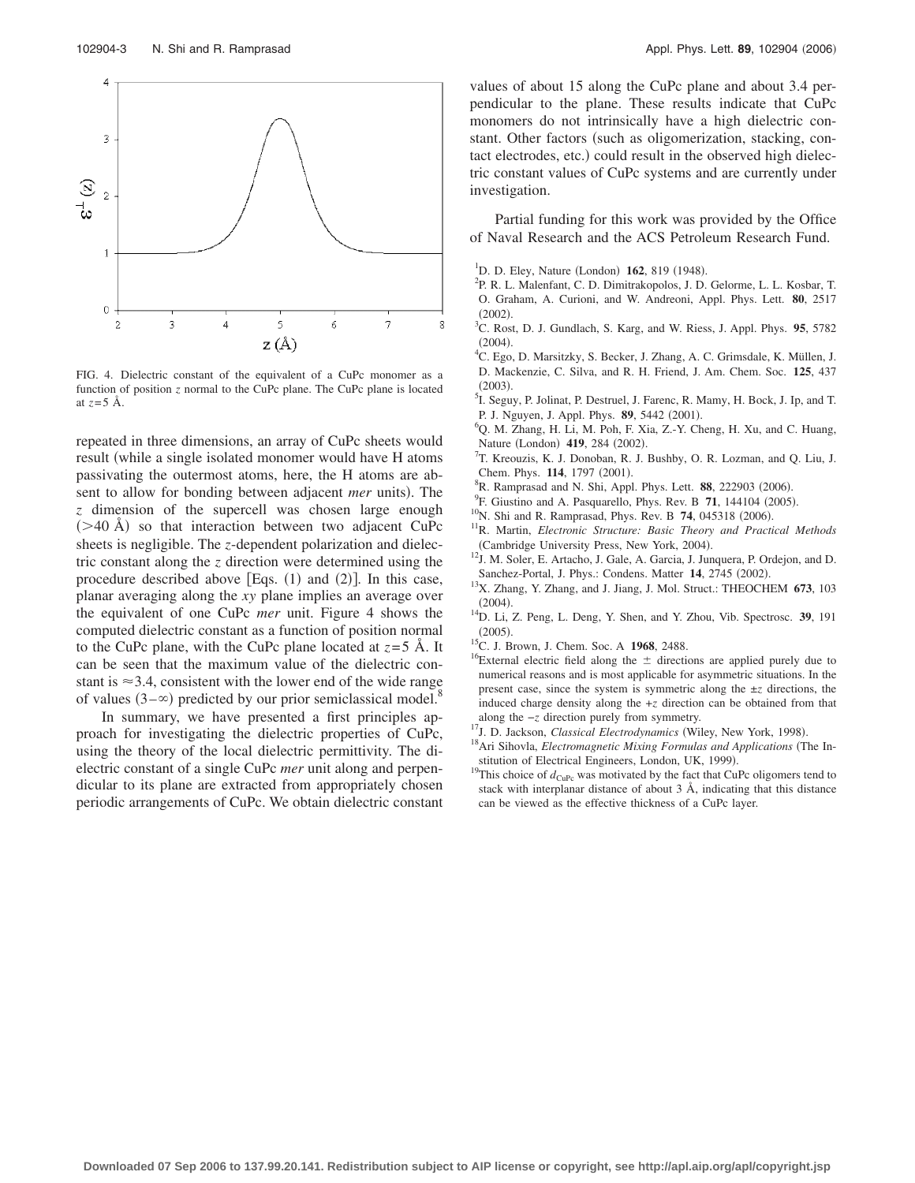4

3

$\varepsilon_\perp(z)$

2

1

0

2 3 4 5 6 7 8

z (Å)

FIG. 4. Dielectric constant of the equivalent of a CuPc monomer as a function of position $z$ normal to the CuPc plane. The CuPc plane is located at $z=5$ Å.

repeated in three dimensions, an array of CuPc sheets would result (while a single isolated monomer would have H atoms passivating the outermost atoms, here, the H atoms are absent to allow for bonding between adjacent *mer* units). The $z$ dimension of the supercell was chosen large enough ($>40$ Å) so that interaction between two adjacent CuPc sheets is negligible. The $z$-dependent polarization and dielectric constant along the $z$ direction were determined using the procedure described above [Eqs. (1) and (2)]. In this case, planar averaging along the $xy$ plane implies an average over the equivalent of one CuPc *mer* unit. Figure 4 shows the computed dielectric constant as a function of position normal to the CuPc plane, with the CuPc plane located at $z=5$ Å. It can be seen that the maximum value of the dielectric constant is $\approx 3.4$, consistent with the lower end of the wide range of values ($3-\infty$) predicted by our prior semiclassical model.[8]

In summary, we have presented a first principles approach for investigating the dielectric properties of CuPc, using the theory of the local dielectric permittivity. The dielectric constant of a single CuPc *mer* unit along and perpendicular to its plane are extracted from appropriately chosen periodic arrangements of CuPc. We obtain dielectric constant values of about 15 along the CuPc plane and about 3.4 perpendicular to the plane. These results indicate that CuPc monomers do not intrinsically have a high dielectric constant. Other factors (such as oligomerization, stacking, contact electrodes, etc.) could result in the observed high dielectric constant values of CuPc systems and are currently under investigation.

Partial funding for this work was provided by the Office of Naval Research and the ACS Petroleum Research Fund.

[1] D. D. Eley, Nature (London) **162**, 819 (1948).
[2] P. R. L. Malenfant, C. D. Dimitrakopolos, J. D. Gelorme, L. L. Kosbar, T. O. Graham, A. Curioni, and W. Andreoni, Appl. Phys. Lett. **80**, 2517 (2002).
[3] C. Rost, D. J. Gundlach, S. Karg, and W. Riess, J. Appl. Phys. **95**, 5782 (2004).
[4] C. Ego, D. Marsitzky, S. Becker, J. Zhang, A. C. Grimsdale, K. Müllen, J. D. Mackenzie, C. Silva, and R. H. Friend, J. Am. Chem. Soc. **125**, 437 (2003).
[5] I. Seguy, P. Jolinat, P. Destruel, J. Farenc, R. Mamy, H. Bock, J. Ip, and T. P. J. Nguyen, J. Appl. Phys. **89**, 5442 (2001).
[6] Q. M. Zhang, H. Li, M. Poh, F. Xia, Z.-Y. Cheng, H. Xu, and C. Huang, Nature (London) **419**, 284 (2002).
[7] T. Kreouzis, K. J. Donoban, R. J. Bushby, O. R. Lozman, and Q. Liu, J. Chem. Phys. **114**, 1797 (2001).
[8] R. Ramprasad and N. Shi, Appl. Phys. Lett. **88**, 222903 (2006).
[9] F. Giustino and A. Pasquarello, Phys. Rev. B **71**, 144104 (2005).
[10] N. Shi and R. Ramprasad, Phys. Rev. B **74**, 045318 (2006).
[11] R. Martin, *Electronic Structure: Basic Theory and Practical Methods* (Cambridge University Press, New York, 2004).
[12] J. M. Soler, E. Artacho, J. Gale, A. Garcia, J. Junquera, P. Ordejon, and D. Sanchez-Portal, J. Phys.: Condens. Matter **14**, 2745 (2002).
[13] X. Zhang, Y. Zhang, and J. Jiang, J. Mol. Struct.: THEOCHEM **673**, 103 (2004).
[14] D. Li, Z. Peng, L. Deng, Y. Shen, and Y. Zhou, Vib. Spectrosc. **39**, 191 (2005).
[15] C. J. Brown, J. Chem. Soc. A **1968**, 2488.
[16] External electric field along the $\pm$ directions are applied purely due to numerical reasons and is most applicable for asymmetric situations. In the present case, since the system is symmetric along the $\pm z$ directions, the induced charge density along the $+z$ direction can be obtained from that along the $-z$ direction purely from symmetry.
[17] J. D. Jackson, *Classical Electrodynamics* (Wiley, New York, 1998).
[18] Ari Sihovla, *Electromagnetic Mixing Formulas and Applications* (The Institution of Electrical Engineers, London, UK, 1999).
[19] This choice of $d_{\mathrm{CuPc}}$ was motivated by the fact that CuPc oligomers tend to stack with interplanar distance of about 3 Å, indicating that this distance can be viewed as the effective thickness of a CuPc layer.